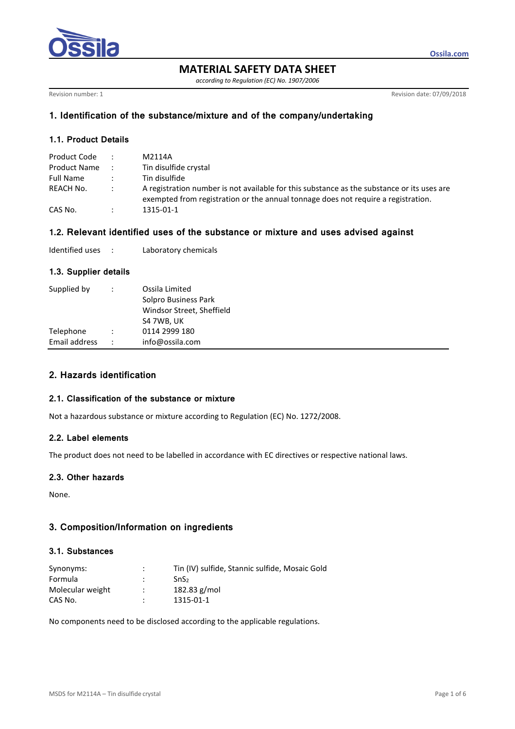# MATERIAL SAFETY DATA SHEET

*according to Regulation (EC) No. 1907/2006*

Revision number: 1

Revision date: 07/09/2018

## 1. Identification of the substance/mixture and of the company/undertaking

### 1.1. Product Details

| | | |
|---|---|---|
| Product Code | : | M2114A |
| Product Name | : | Tin disulfide crystal |
| Full Name | : | Tin disulfide |
| REACH No. | : | A registration number is not available for this substance as the substance or its uses are exempted from registration or the annual tonnage does not require a registration. |
| CAS No. | : | 1315-01-1 |

### 1.2. Relevant identified uses of the substance or mixture and uses advised against

| | | |
|---|---|---|
| Identified uses | : | Laboratory chemicals |

### 1.3. Supplier details

| | | |
|---|---|---|
| Supplied by | : | Ossila Limited<br>Solpro Business Park<br>Windsor Street, Sheffield<br>S4 7WB, UK |
| Telephone | : | 0114 2999 180 |
| Email address | : | info@ossila.com |

## 2. Hazards identification

### 2.1. Classification of the substance or mixture

Not a hazardous substance or mixture according to Regulation (EC) No. 1272/2008.

### 2.2. Label elements

The product does not need to be labelled in accordance with EC directives or respective national laws.

### 2.3. Other hazards

None.

## 3. Composition/Information on ingredients

### 3.1. Substances

| | | |
|---|---|---|
| Synonyms: | : | Tin (IV) sulfide, Stannic sulfide, Mosaic Gold |
| Formula | : | $SnS_2$ |
| Molecular weight | : | 182.83 g/mol |
| CAS No. | : | 1315-01-1 |

No components need to be disclosed according to the applicable regulations.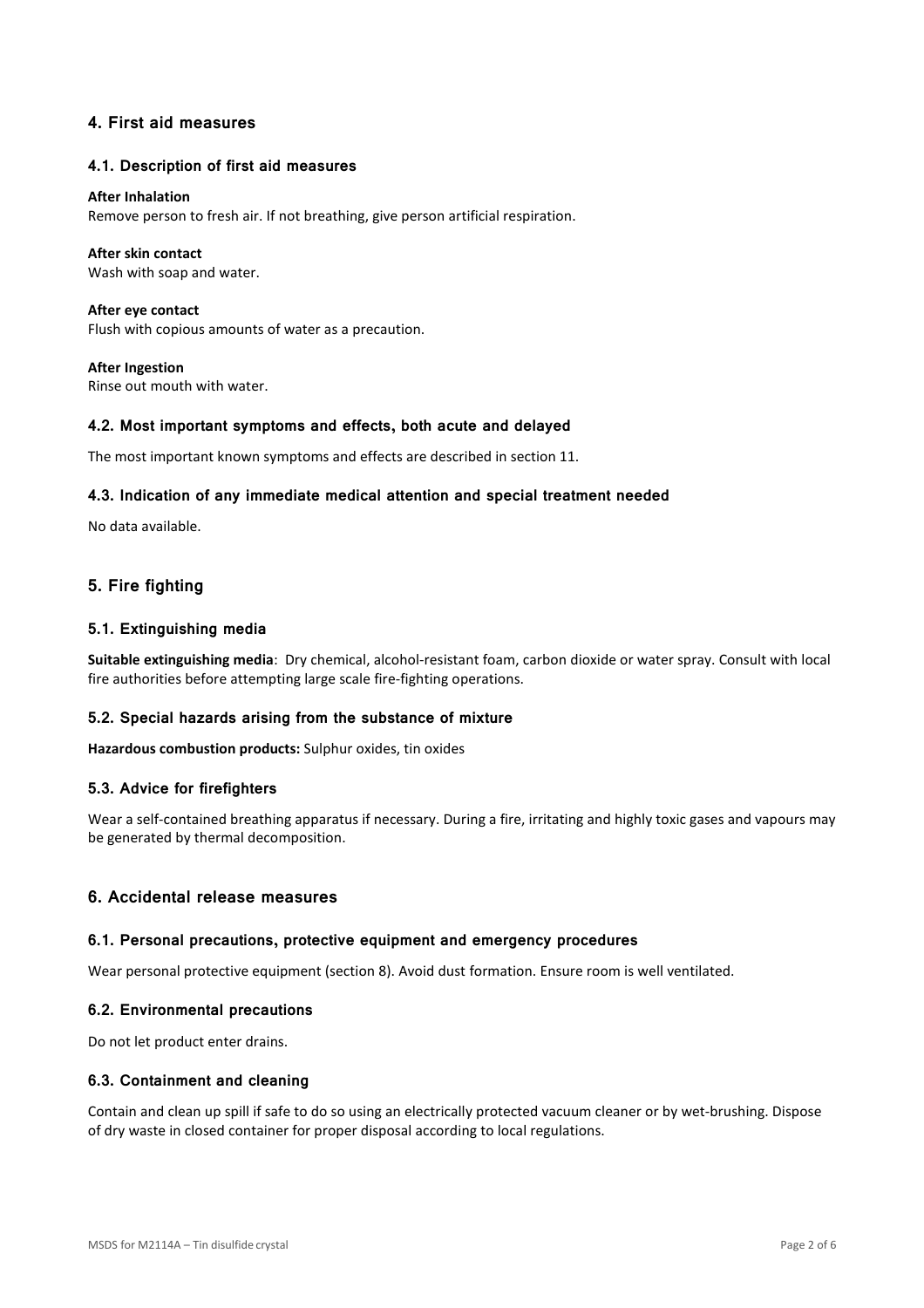## 4. First aid measures

### 4.1. Description of first aid measures

**After Inhalation**
Remove person to fresh air. If not breathing, give person artificial respiration.

**After skin contact**
Wash with soap and water.

**After eye contact**
Flush with copious amounts of water as a precaution.

**After Ingestion**
Rinse out mouth with water.

### 4.2. Most important symptoms and effects, both acute and delayed

The most important known symptoms and effects are described in section 11.

### 4.3. Indication of any immediate medical attention and special treatment needed

No data available.

## 5. Fire fighting

### 5.1. Extinguishing media

**Suitable extinguishing media**: Dry chemical, alcohol-resistant foam, carbon dioxide or water spray. Consult with local fire authorities before attempting large scale fire-fighting operations.

### 5.2. Special hazards arising from the substance of mixture

**Hazardous combustion products:** Sulphur oxides, tin oxides

### 5.3. Advice for firefighters

Wear a self-contained breathing apparatus if necessary. During a fire, irritating and highly toxic gases and vapours may be generated by thermal decomposition.

## 6. Accidental release measures

### 6.1. Personal precautions, protective equipment and emergency procedures

Wear personal protective equipment (section 8). Avoid dust formation. Ensure room is well ventilated.

### 6.2. Environmental precautions

Do not let product enter drains.

### 6.3. Containment and cleaning

Contain and clean up spill if safe to do so using an electrically protected vacuum cleaner or by wet-brushing. Dispose of dry waste in closed container for proper disposal according to local regulations.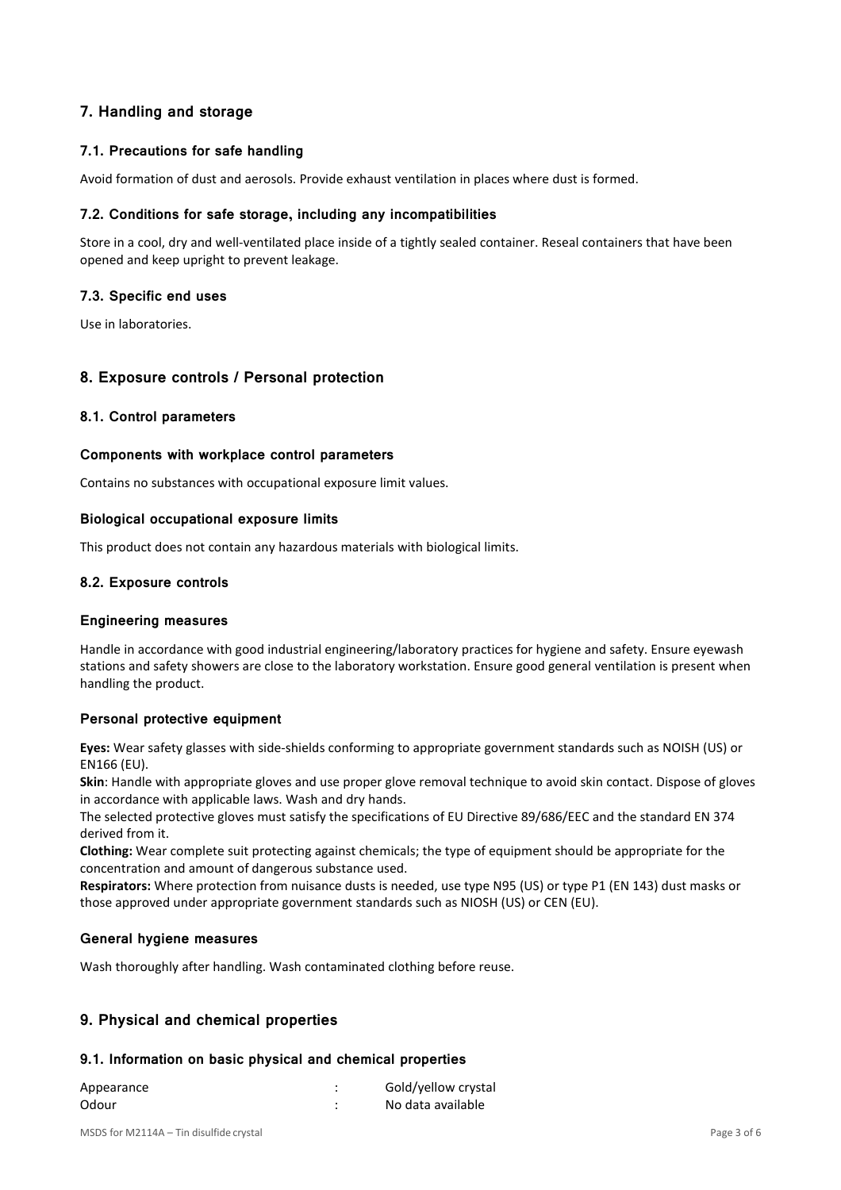## 7. Handling and storage

### 7.1. Precautions for safe handling

Avoid formation of dust and aerosols. Provide exhaust ventilation in places where dust is formed.

### 7.2. Conditions for safe storage, including any incompatibilities

Store in a cool, dry and well-ventilated place inside of a tightly sealed container. Reseal containers that have been opened and keep upright to prevent leakage.

### 7.3. Specific end uses

Use in laboratories.

## 8. Exposure controls / Personal protection

### 8.1. Control parameters

#### Components with workplace control parameters

Contains no substances with occupational exposure limit values.

#### Biological occupational exposure limits

This product does not contain any hazardous materials with biological limits.

### 8.2. Exposure controls

#### Engineering measures

Handle in accordance with good industrial engineering/laboratory practices for hygiene and safety. Ensure eyewash stations and safety showers are close to the laboratory workstation. Ensure good general ventilation is present when handling the product.

#### Personal protective equipment

**Eyes:** Wear safety glasses with side-shields conforming to appropriate government standards such as NOISH (US) or EN166 (EU).

**Skin**: Handle with appropriate gloves and use proper glove removal technique to avoid skin contact. Dispose of gloves in accordance with applicable laws. Wash and dry hands.

The selected protective gloves must satisfy the specifications of EU Directive 89/686/EEC and the standard EN 374 derived from it.

**Clothing:** Wear complete suit protecting against chemicals; the type of equipment should be appropriate for the concentration and amount of dangerous substance used.

**Respirators:** Where protection from nuisance dusts is needed, use type N95 (US) or type P1 (EN 143) dust masks or those approved under appropriate government standards such as NIOSH (US) or CEN (EU).

#### General hygiene measures

Wash thoroughly after handling. Wash contaminated clothing before reuse.

## 9. Physical and chemical properties

### 9.1. Information on basic physical and chemical properties

| | | |
|---|---|---|
| Appearance | : | Gold/yellow crystal |
| Odour | : | No data available |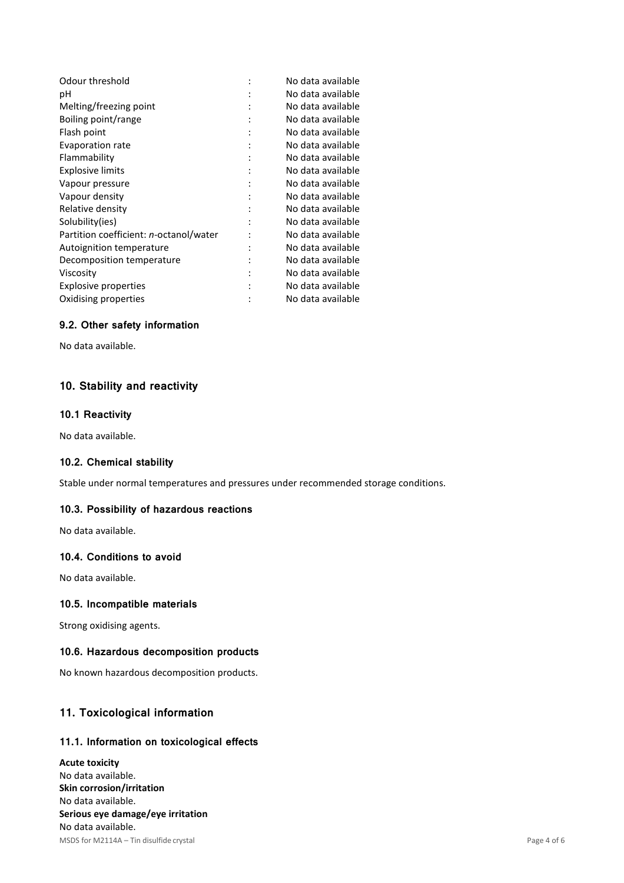| | | |
|---|---|---|
| Odour threshold | : | No data available |
| pH | : | No data available |
| Melting/freezing point | : | No data available |
| Boiling point/range | : | No data available |
| Flash point | : | No data available |
| Evaporation rate | : | No data available |
| Flammability | : | No data available |
| Explosive limits | : | No data available |
| Vapour pressure | : | No data available |
| Vapour density | : | No data available |
| Relative density | : | No data available |
| Solubility(ies) | : | No data available |
| Partition coefficient: *n*-octanol/water | : | No data available |
| Autoignition temperature | : | No data available |
| Decomposition temperature | : | No data available |
| Viscosity | : | No data available |
| Explosive properties | : | No data available |
| Oxidising properties | : | No data available |

### 9.2. Other safety information

No data available.

## 10. Stability and reactivity

### 10.1 Reactivity

No data available.

### 10.2. Chemical stability

Stable under normal temperatures and pressures under recommended storage conditions.

### 10.3. Possibility of hazardous reactions

No data available.

### 10.4. Conditions to avoid

No data available.

### 10.5. Incompatible materials

Strong oxidising agents.

### 10.6. Hazardous decomposition products

No known hazardous decomposition products.

## 11. Toxicological information

### 11.1. Information on toxicological effects

**Acute toxicity**
No data available.
**Skin corrosion/irritation**
No data available.
**Serious eye damage/eye irritation**
No data available.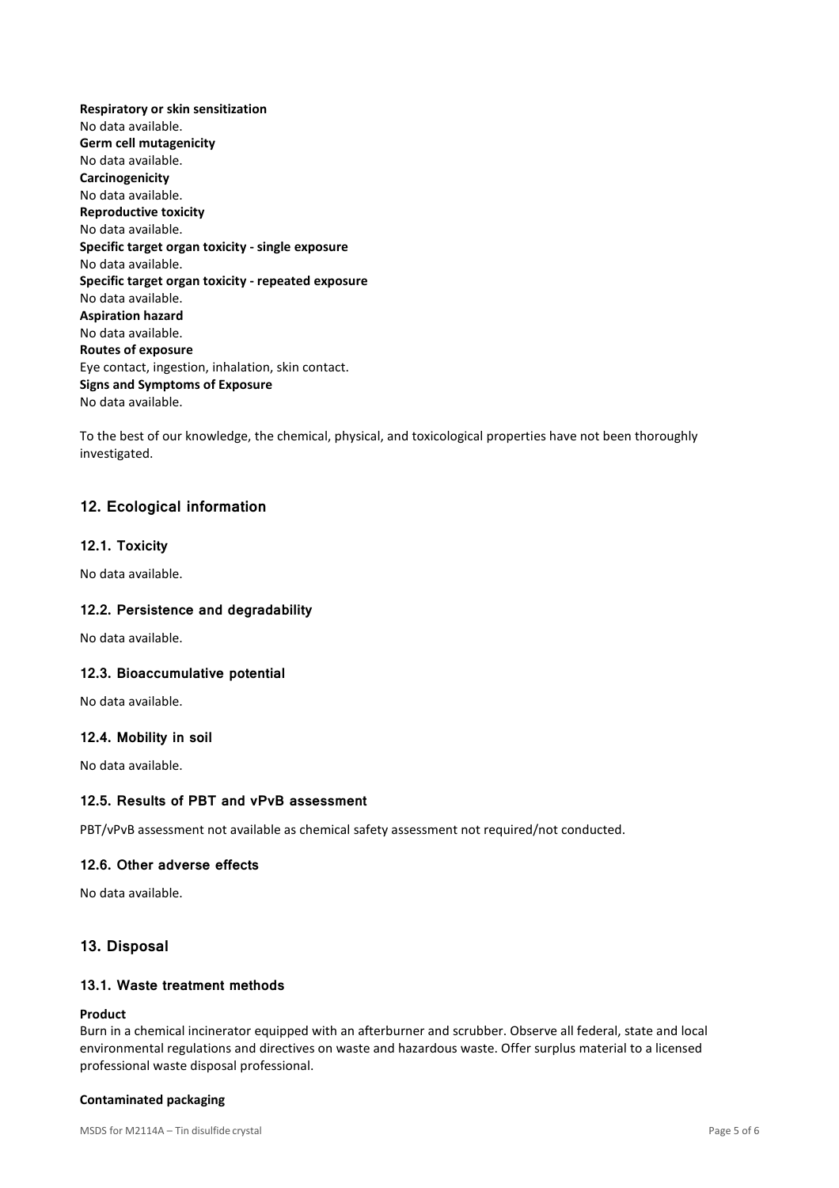**Respiratory or skin sensitization**
No data available.
**Germ cell mutagenicity**
No data available.
**Carcinogenicity**
No data available.
**Reproductive toxicity**
No data available.
**Specific target organ toxicity - single exposure**
No data available.
**Specific target organ toxicity - repeated exposure**
No data available.
**Aspiration hazard**
No data available.
**Routes of exposure**
Eye contact, ingestion, inhalation, skin contact.
**Signs and Symptoms of Exposure**
No data available.

To the best of our knowledge, the chemical, physical, and toxicological properties have not been thoroughly investigated.

## 12. Ecological information

### 12.1. Toxicity

No data available.

### 12.2. Persistence and degradability

No data available.

### 12.3. Bioaccumulative potential

No data available.

### 12.4. Mobility in soil

No data available.

### 12.5. Results of PBT and vPvB assessment

PBT/vPvB assessment not available as chemical safety assessment not required/not conducted.

### 12.6. Other adverse effects

No data available.

## 13. Disposal

### 13.1. Waste treatment methods

**Product**
Burn in a chemical incinerator equipped with an afterburner and scrubber. Observe all federal, state and local environmental regulations and directives on waste and hazardous waste. Offer surplus material to a licensed professional waste disposal professional.

**Contaminated packaging**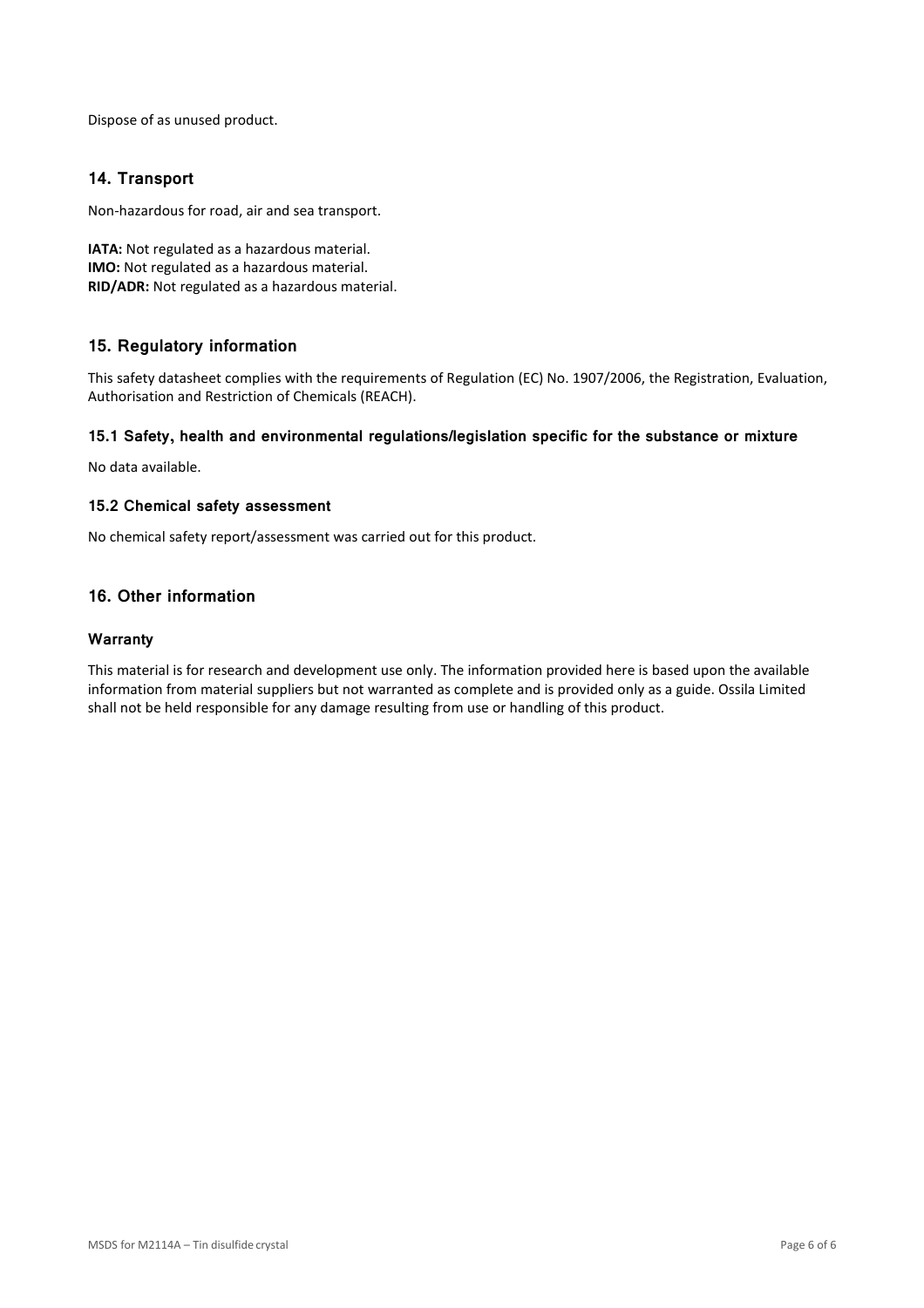Dispose of as unused product.

## 14. Transport

Non-hazardous for road, air and sea transport.

**IATA:** Not regulated as a hazardous material.
**IMO:** Not regulated as a hazardous material.
**RID/ADR:** Not regulated as a hazardous material.

## 15. Regulatory information

This safety datasheet complies with the requirements of Regulation (EC) No. 1907/2006, the Registration, Evaluation, Authorisation and Restriction of Chemicals (REACH).

### 15.1 Safety, health and environmental regulations/legislation specific for the substance or mixture

No data available.

### 15.2 Chemical safety assessment

No chemical safety report/assessment was carried out for this product.

## 16. Other information

### Warranty

This material is for research and development use only. The information provided here is based upon the available information from material suppliers but not warranted as complete and is provided only as a guide. Ossila Limited shall not be held responsible for any damage resulting from use or handling of this product.